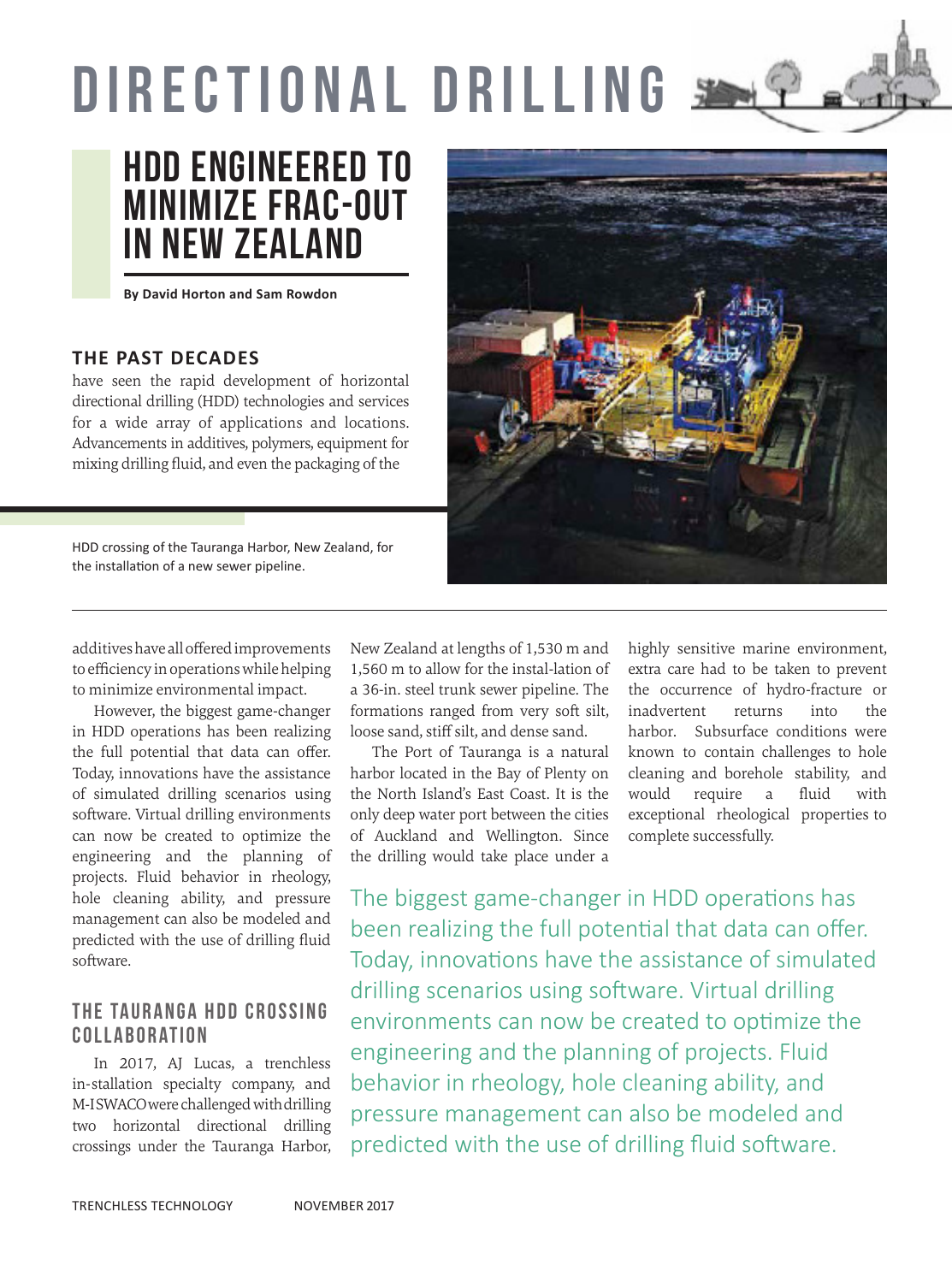# DIRECTIONAL DRILLING

## HDD ENGINEERED TO MINIMIZE FRAC-OUT IN NEW ZEALAND

**By David Horton and Sam Rowdon**

**THE PAST DECADES** have seen the rapid development of horizontal directional drilling (HDD) technologies and services for a wide array of applications and locations. Advancements in additives, polymers, equipment for mixing drilling fluid, and even the packaging of the additives have all offered improvements to efficiency in operations while helping to minimize environmental impact.

HDD crossing of the Tauranga Harbor, New Zealand, for the installation of a new sewer pipeline.

However, the biggest game-changer in HDD operations has been realizing the full potential that data can offer. Today, innovations have the assistance of simulated drilling scenarios using software. Virtual drilling environments can now be created to optimize the engineering and the planning of projects. Fluid behavior in rheology, hole cleaning ability, and pressure management can also be modeled and predicted with the use of drilling fluid software.

### THE TAURANGA HDD CROSSING COLLABORATION

In 2017, AJ Lucas, a trenchless in-stallation specialty company, and M-I SWACO were challenged with drilling two horizontal directional drilling crossings under the Tauranga Harbor, New Zealand at lengths of 1,530 m and 1,560 m to allow for the instal-lation of a 36-in. steel trunk sewer pipeline. The formations ranged from very soft silt, loose sand, stiff silt, and dense sand.

The Port of Tauranga is a natural harbor located in the Bay of Plenty on the North Island's East Coast. It is the only deep water port between the cities of Auckland and Wellington. Since the drilling would take place under a highly sensitive marine environment, extra care had to be taken to prevent the occurrence of hydro-fracture or inadvertent returns into the harbor. Subsurface conditions were known to contain challenges to hole cleaning and borehole stability, and would require a fluid with exceptional rheological properties to complete successfully.

> The biggest game-changer in HDD operations has been realizing the full potential that data can offer. Today, innovations have the assistance of simulated drilling scenarios using software. Virtual drilling environments can now be created to optimize the engineering and the planning of projects. Fluid behavior in rheology, hole cleaning ability, and pressure management can also be modeled and predicted with the use of drilling fluid software.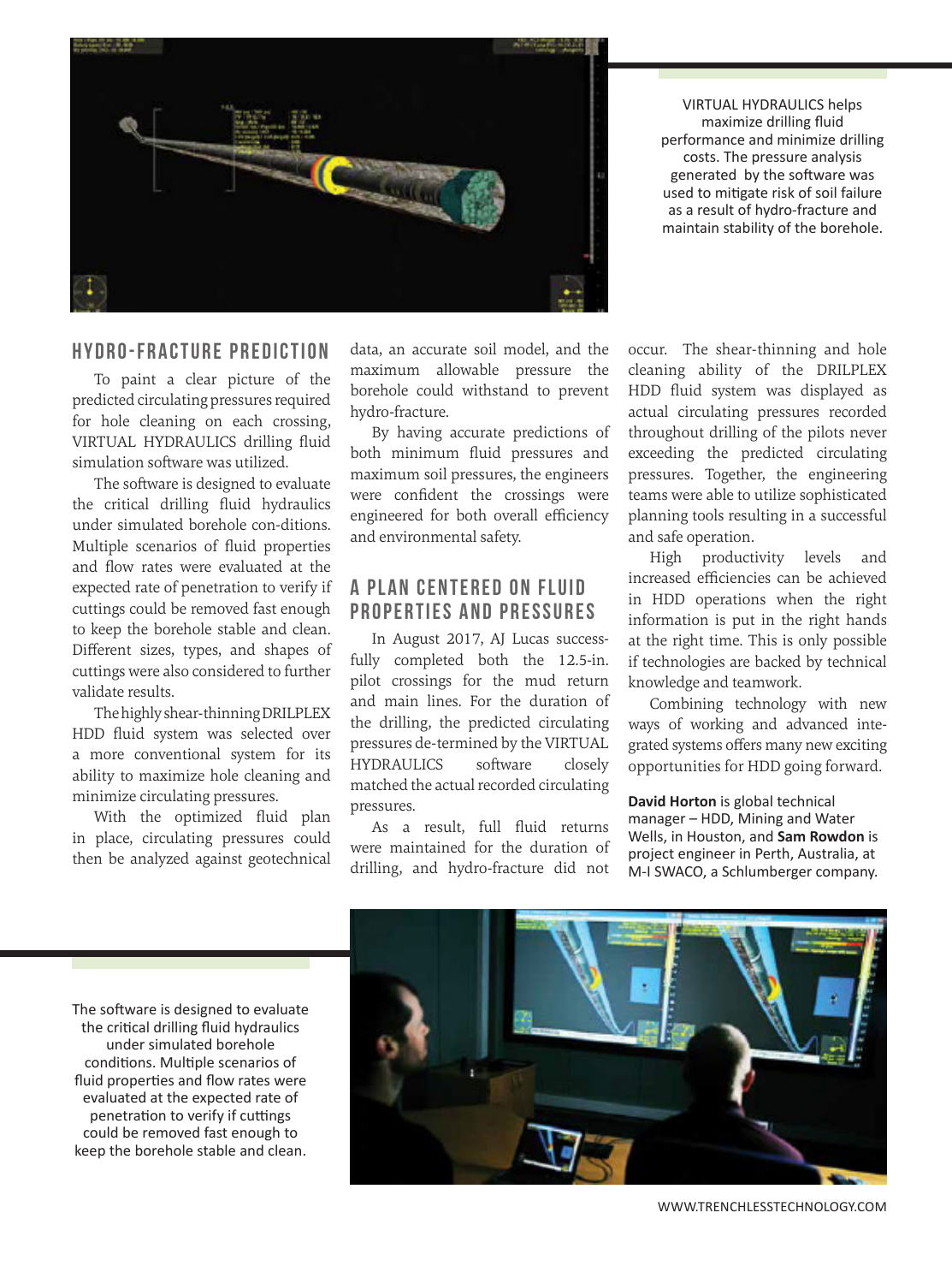VIRTUAL HYDRAULICS helps maximize drilling fluid performance and minimize drilling costs. The pressure analysis generated by the software was used to mitigate risk of soil failure as a result of hydro-fracture and maintain stability of the borehole.

## HYDRO-FRACTURE PREDICTION

To paint a clear picture of the predicted circulating pressures required for hole cleaning on each crossing, VIRTUAL HYDRAULICS drilling fluid simulation software was utilized.

The software is designed to evaluate the critical drilling fluid hydraulics under simulated borehole con-ditions. Multiple scenarios of fluid properties and flow rates were evaluated at the expected rate of penetration to verify if cuttings could be removed fast enough to keep the borehole stable and clean. Different sizes, types, and shapes of cuttings were also considered to further validate results.

The highly shear-thinning DRILPLEX HDD fluid system was selected over a more conventional system for its ability to maximize hole cleaning and minimize circulating pressures.

With the optimized fluid plan in place, circulating pressures could then be analyzed against geotechnical data, an accurate soil model, and the maximum allowable pressure the borehole could withstand to prevent hydro-fracture.

By having accurate predictions of both minimum fluid pressures and maximum soil pressures, the engineers were confident the crossings were engineered for both overall efficiency and environmental safety.

## A PLAN CENTERED ON FLUID PROPERTIES AND PRESSURES

In August 2017, AJ Lucas success-fully completed both the 12.5-in. pilot crossings for the mud return and main lines. For the duration of the drilling, the predicted circulating pressures de-termined by the VIRTUAL HYDRAULICS software closely matched the actual recorded circulating pressures.

As a result, full fluid returns were maintained for the duration of drilling, and hydro-fracture did not occur. The shear-thinning and hole cleaning ability of the DRILPLEX HDD fluid system was displayed as actual circulating pressures recorded throughout drilling of the pilots never exceeding the predicted circulating pressures. Together, the engineering teams were able to utilize sophisticated planning tools resulting in a successful and safe operation.

High productivity levels and increased efficiencies can be achieved in HDD operations when the right information is put in the right hands at the right time. This is only possible if technologies are backed by technical knowledge and teamwork.

Combining technology with new ways of working and advanced inte-grated systems offers many new exciting opportunities for HDD going forward.

**David Horton** is global technical manager – HDD, Mining and Water Wells, in Houston, and **Sam Rowdon** is project engineer in Perth, Australia, at M-I SWACO, a Schlumberger company.

The software is designed to evaluate the critical drilling fluid hydraulics under simulated borehole conditions. Multiple scenarios of fluid properties and flow rates were evaluated at the expected rate of penetration to verify if cuttings could be removed fast enough to keep the borehole stable and clean.